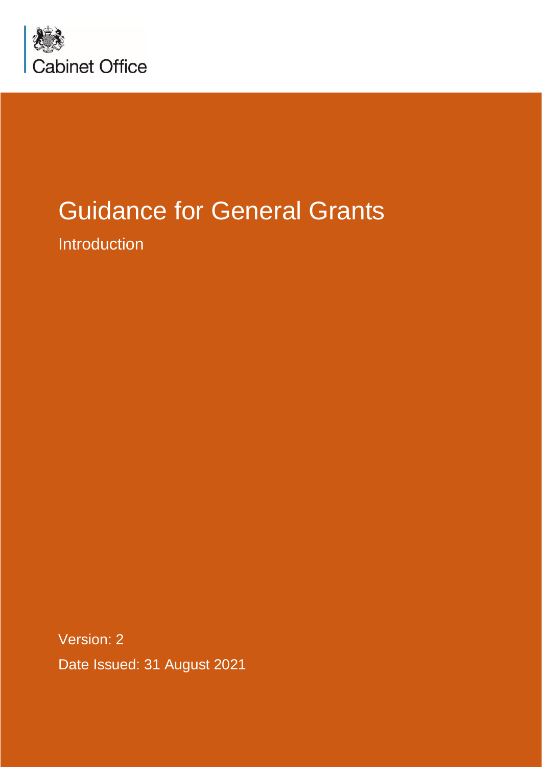Cabinet Office

# Guidance for General Grants

## Introduction

Version: 2

Date Issued: 31 August 2021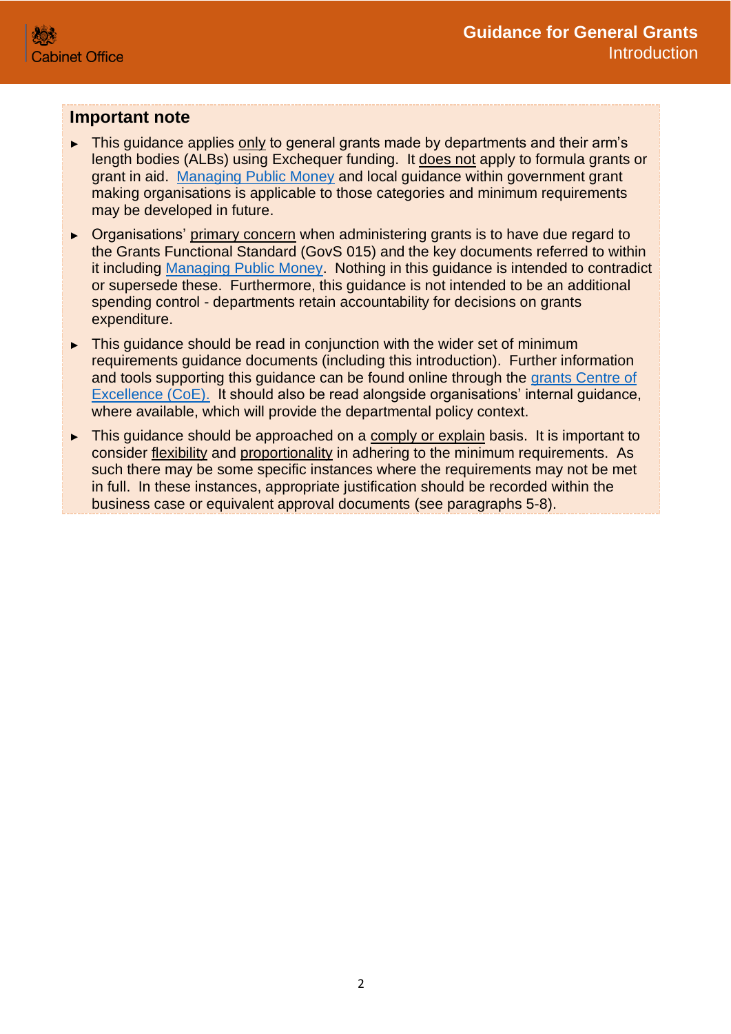## Important note

- This guidance applies only to general grants made by departments and their arm's length bodies (ALBs) using Exchequer funding. It does not apply to formula grants or grant in aid. Managing Public Money and local guidance within government grant making organisations is applicable to those categories and minimum requirements may be developed in future.
- Organisations' primary concern when administering grants is to have due regard to the Grants Functional Standard (GovS 015) and the key documents referred to within it including Managing Public Money. Nothing in this guidance is intended to contradict or supersede these. Furthermore, this guidance is not intended to be an additional spending control - departments retain accountability for decisions on grants expenditure.
- This guidance should be read in conjunction with the wider set of minimum requirements guidance documents (including this introduction). Further information and tools supporting this guidance can be found online through the grants Centre of Excellence (CoE). It should also be read alongside organisations' internal guidance, where available, which will provide the departmental policy context.
- This guidance should be approached on a comply or explain basis. It is important to consider flexibility and proportionality in adhering to the minimum requirements. As such there may be some specific instances where the requirements may not be met in full. In these instances, appropriate justification should be recorded within the business case or equivalent approval documents (see paragraphs 5-8).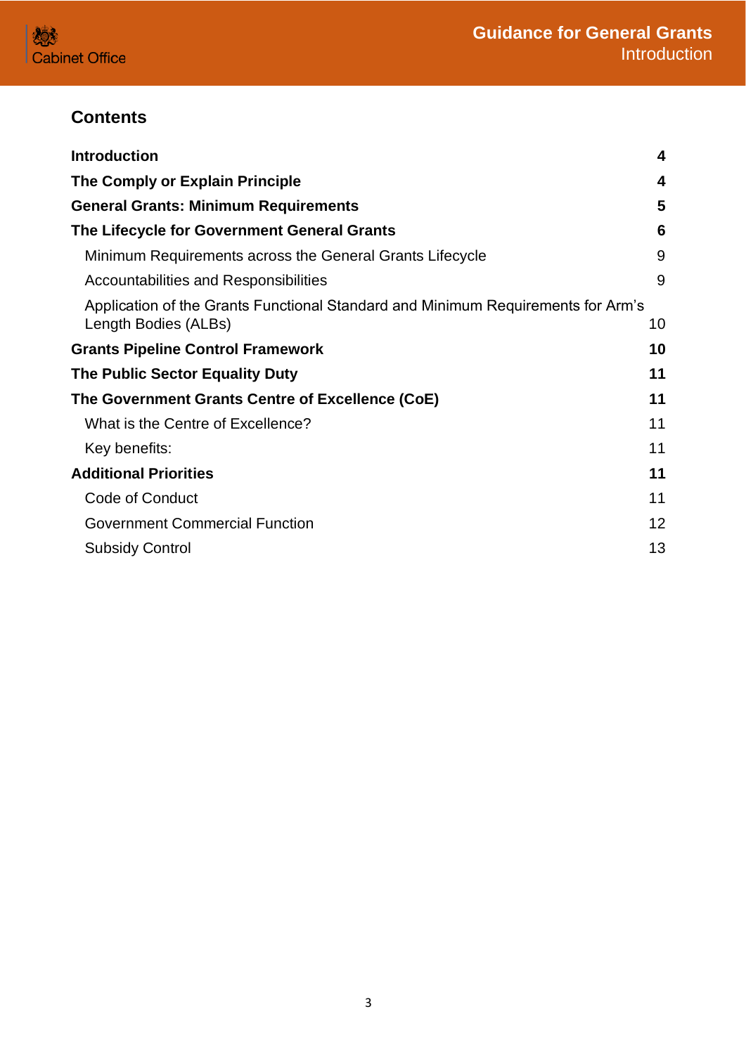## Contents

| | |
|---|---|
| **Introduction** | **4** |
| **The Comply or Explain Principle** | **4** |
| **General Grants: Minimum Requirements** | **5** |
| **The Lifecycle for Government General Grants** | **6** |
| Minimum Requirements across the General Grants Lifecycle | 9 |
| Accountabilities and Responsibilities | 9 |
| Application of the Grants Functional Standard and Minimum Requirements for Arm's Length Bodies (ALBs) | 10 |
| **Grants Pipeline Control Framework** | **10** |
| **The Public Sector Equality Duty** | **11** |
| **The Government Grants Centre of Excellence (CoE)** | **11** |
| What is the Centre of Excellence? | 11 |
| Key benefits: | 11 |
| **Additional Priorities** | **11** |
| Code of Conduct | 11 |
| Government Commercial Function | 12 |
| Subsidy Control | 13 |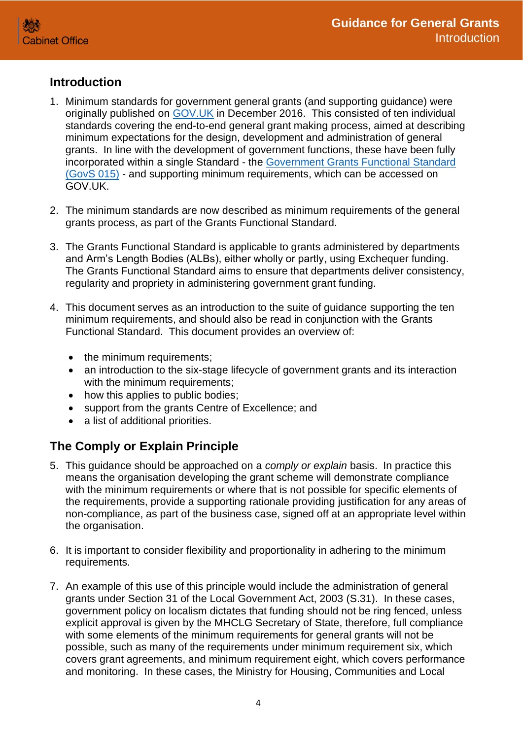## Introduction

1. Minimum standards for government general grants (and supporting guidance) were originally published on GOV.UK in December 2016. This consisted of ten individual standards covering the end-to-end general grant making process, aimed at describing minimum expectations for the design, development and administration of general grants. In line with the development of government functions, these have been fully incorporated within a single Standard - the Government Grants Functional Standard (GovS 015) - and supporting minimum requirements, which can be accessed on GOV.UK.

2. The minimum standards are now described as minimum requirements of the general grants process, as part of the Grants Functional Standard.

3. The Grants Functional Standard is applicable to grants administered by departments and Arm's Length Bodies (ALBs), either wholly or partly, using Exchequer funding. The Grants Functional Standard aims to ensure that departments deliver consistency, regularity and propriety in administering government grant funding.

4. This document serves as an introduction to the suite of guidance supporting the ten minimum requirements, and should also be read in conjunction with the Grants Functional Standard. This document provides an overview of:

   - the minimum requirements;
   - an introduction to the six-stage lifecycle of government grants and its interaction with the minimum requirements;
   - how this applies to public bodies;
   - support from the grants Centre of Excellence; and
   - a list of additional priorities.

## The Comply or Explain Principle

5. This guidance should be approached on a *comply or explain* basis. In practice this means the organisation developing the grant scheme will demonstrate compliance with the minimum requirements or where that is not possible for specific elements of the requirements, provide a supporting rationale providing justification for any areas of non-compliance, as part of the business case, signed off at an appropriate level within the organisation.

6. It is important to consider flexibility and proportionality in adhering to the minimum requirements.

7. An example of this use of this principle would include the administration of general grants under Section 31 of the Local Government Act, 2003 (S.31). In these cases, government policy on localism dictates that funding should not be ring fenced, unless explicit approval is given by the MHCLG Secretary of State, therefore, full compliance with some elements of the minimum requirements for general grants will not be possible, such as many of the requirements under minimum requirement six, which covers grant agreements, and minimum requirement eight, which covers performance and monitoring. In these cases, the Ministry for Housing, Communities and Local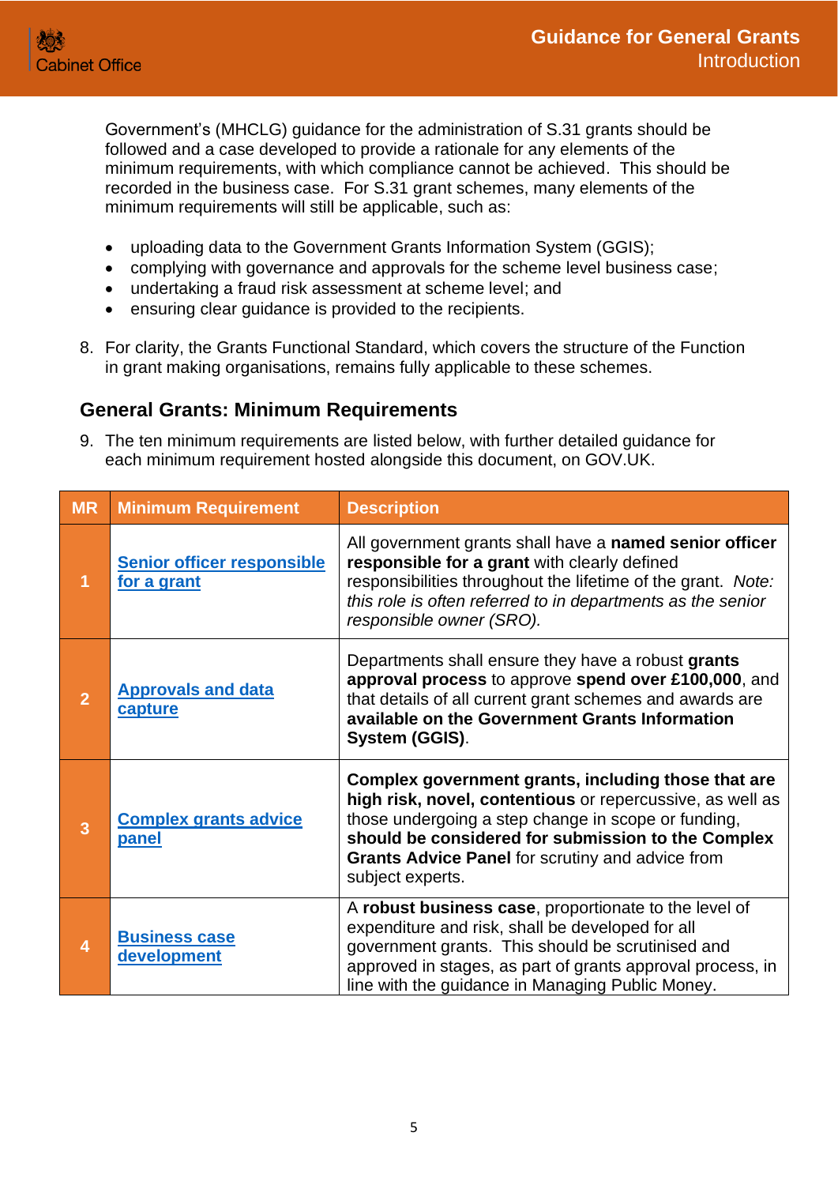Government's (MHCLG) guidance for the administration of S.31 grants should be followed and a case developed to provide a rationale for any elements of the minimum requirements, with which compliance cannot be achieved. This should be recorded in the business case. For S.31 grant schemes, many elements of the minimum requirements will still be applicable, such as:

- uploading data to the Government Grants Information System (GGIS);
- complying with governance and approvals for the scheme level business case;
- undertaking a fraud risk assessment at scheme level; and
- ensuring clear guidance is provided to the recipients.

8. For clarity, the Grants Functional Standard, which covers the structure of the Function in grant making organisations, remains fully applicable to these schemes.

## General Grants: Minimum Requirements

9. The ten minimum requirements are listed below, with further detailed guidance for each minimum requirement hosted alongside this document, on GOV.UK.

| MR | Minimum Requirement | Description |
|---|---|---|
| 1 | Senior officer responsible for a grant | All government grants shall have a **named senior officer responsible for a grant** with clearly defined responsibilities throughout the lifetime of the grant. *Note: this role is often referred to in departments as the senior responsible owner (SRO).* |
| 2 | Approvals and data capture | Departments shall ensure they have a robust **grants approval process** to approve **spend over £100,000**, and that details of all current grant schemes and awards are **available on the Government Grants Information System (GGIS)**. |
| 3 | Complex grants advice panel | **Complex government grants, including those that are high risk, novel, contentious** or repercussive, as well as those undergoing a step change in scope or funding, **should be considered for submission to the Complex Grants Advice Panel** for scrutiny and advice from subject experts. |
| 4 | Business case development | A **robust business case**, proportionate to the level of expenditure and risk, shall be developed for all government grants. This should be scrutinised and approved in stages, as part of grants approval process, in line with the guidance in Managing Public Money. |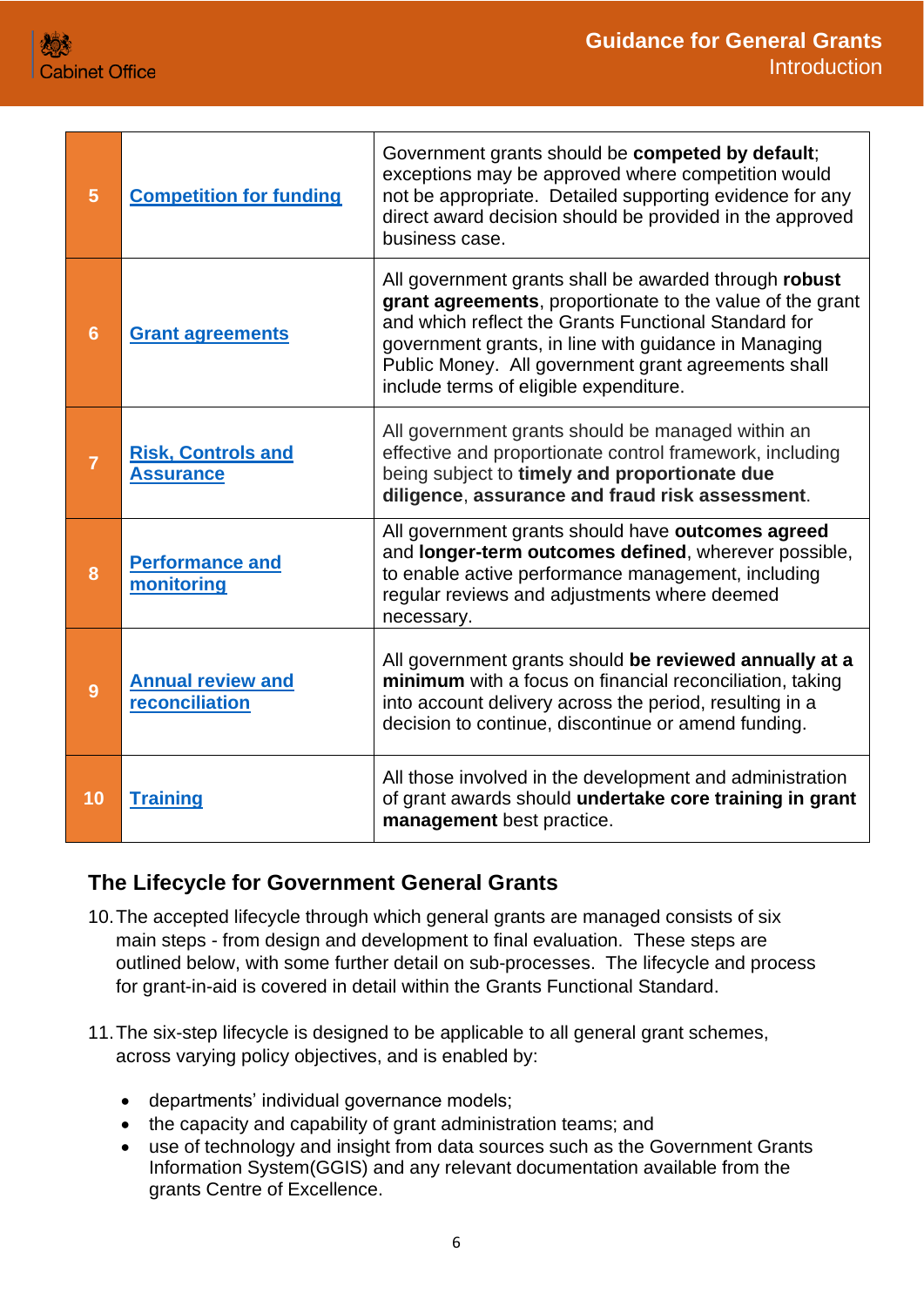| | | |
|---|---|---|
| 5 | Competition for funding | Government grants should be **competed by default**; exceptions may be approved where competition would not be appropriate. Detailed supporting evidence for any direct award decision should be provided in the approved business case. |
| 6 | Grant agreements | All government grants shall be awarded through **robust grant agreements**, proportionate to the value of the grant and which reflect the Grants Functional Standard for government grants, in line with guidance in Managing Public Money. All government grant agreements shall include terms of eligible expenditure. |
| 7 | Risk, Controls and Assurance | All government grants should be managed within an effective and proportionate control framework, including being subject to **timely and proportionate due diligence**, **assurance and fraud risk assessment**. |
| 8 | Performance and monitoring | All government grants should have **outcomes agreed** and **longer-term outcomes defined**, wherever possible, to enable active performance management, including regular reviews and adjustments where deemed necessary. |
| 9 | Annual review and reconciliation | All government grants should **be reviewed annually at a minimum** with a focus on financial reconciliation, taking into account delivery across the period, resulting in a decision to continue, discontinue or amend funding. |
| 10 | Training | All those involved in the development and administration of grant awards should **undertake core training in grant management** best practice. |

## The Lifecycle for Government General Grants

10. The accepted lifecycle through which general grants are managed consists of six main steps - from design and development to final evaluation. These steps are outlined below, with some further detail on sub-processes. The lifecycle and process for grant-in-aid is covered in detail within the Grants Functional Standard.

11. The six-step lifecycle is designed to be applicable to all general grant schemes, across varying policy objectives, and is enabled by:

- departments' individual governance models;
- the capacity and capability of grant administration teams; and
- use of technology and insight from data sources such as the Government Grants Information System(GGIS) and any relevant documentation available from the grants Centre of Excellence.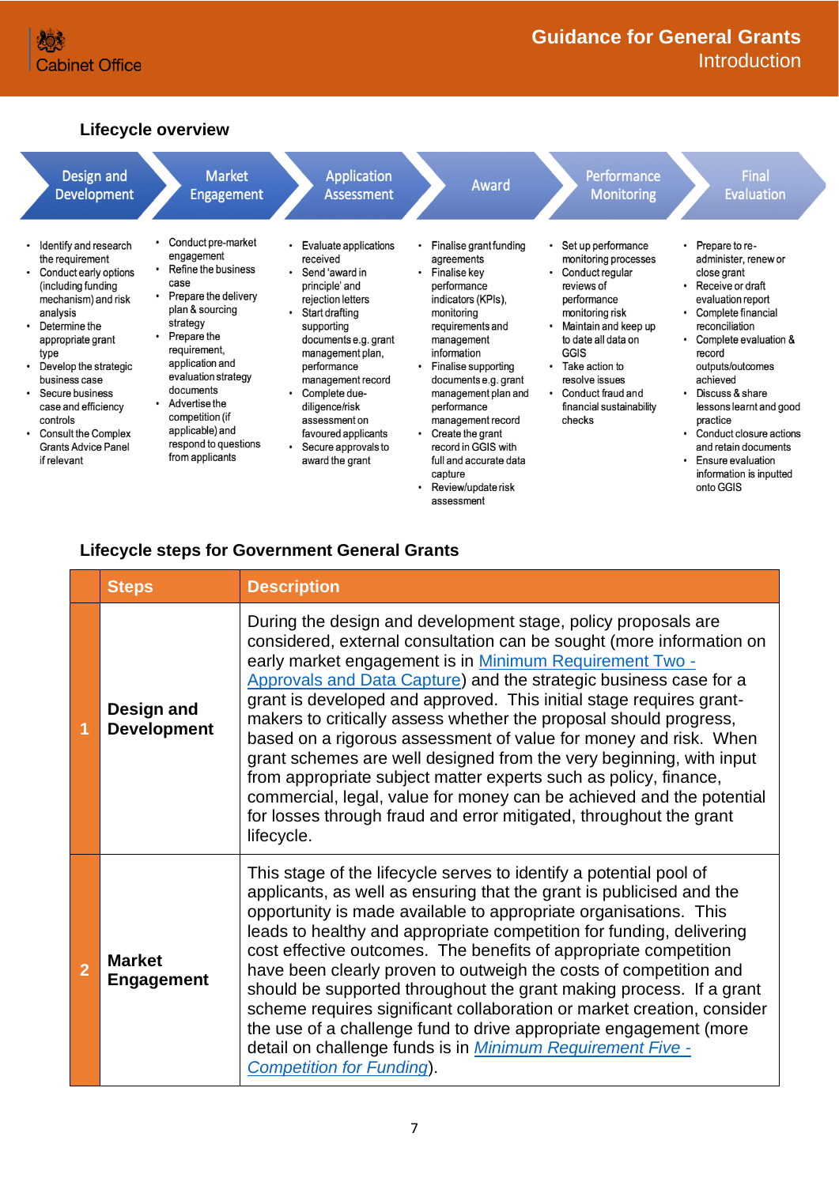### Lifecycle overview

| Design and Development | Market Engagement | Application Assessment | Award | Performance Monitoring | Final Evaluation |
|---|---|---|---|---|---|
| • Identify and research the requirement<br>• Conduct early options (including funding mechanism) and risk analysis<br>• Determine the appropriate grant type<br>• Develop the strategic business case<br>• Secure business case and efficiency controls<br>• Consult the Complex Grants Advice Panel if relevant | • Conduct pre-market engagement<br>• Refine the business case<br>• Prepare the delivery plan & sourcing strategy<br>• Prepare the requirement, application and evaluation strategy documents<br>• Advertise the competition (if applicable) and respond to questions from applicants | • Evaluate applications received<br>• Send 'award in principle' and rejection letters<br>• Start drafting supporting documents e.g. grant management plan, performance management record<br>• Complete due-diligence/risk assessment on favoured applicants<br>• Secure approvals to award the grant | • Finalise grant funding agreements<br>• Finalise key performance indicators (KPIs), monitoring requirements and management information<br>• Finalise supporting documents e.g. grant management plan and performance management record<br>• Create the grant record in GGIS with full and accurate data capture<br>• Review/update risk assessment | • Set up performance monitoring processes<br>• Conduct regular reviews of performance monitoring risk<br>• Maintain and keep up to date all data on GGIS<br>• Take action to resolve issues<br>• Conduct fraud and financial sustainability checks | • Prepare to re-administer, renew or close grant<br>• Receive or draft evaluation report<br>• Complete financial reconciliation<br>• Complete evaluation & record outputs/outcomes achieved<br>• Discuss & share lessons learnt and good practice<br>• Conduct closure actions and retain documents<br>• Ensure evaluation information is inputted onto GGIS |

### Lifecycle steps for Government General Grants

| | Steps | Description |
|---|---|---|
| 1 | **Design and Development** | During the design and development stage, policy proposals are considered, external consultation can be sought (more information on early market engagement is in Minimum Requirement Two - Approvals and Data Capture) and the strategic business case for a grant is developed and approved. This initial stage requires grant-makers to critically assess whether the proposal should progress, based on a rigorous assessment of value for money and risk. When grant schemes are well designed from the very beginning, with input from appropriate subject matter experts such as policy, finance, commercial, legal, value for money can be achieved and the potential for losses through fraud and error mitigated, throughout the grant lifecycle. |
| 2 | **Market Engagement** | This stage of the lifecycle serves to identify a potential pool of applicants, as well as ensuring that the grant is publicised and the opportunity is made available to appropriate organisations. This leads to healthy and appropriate competition for funding, delivering cost effective outcomes. The benefits of appropriate competition have been clearly proven to outweigh the costs of competition and should be supported throughout the grant making process. If a grant scheme requires significant collaboration or market creation, consider the use of a challenge fund to drive appropriate engagement (more detail on challenge funds is in *Minimum Requirement Five - Competition for Funding*). |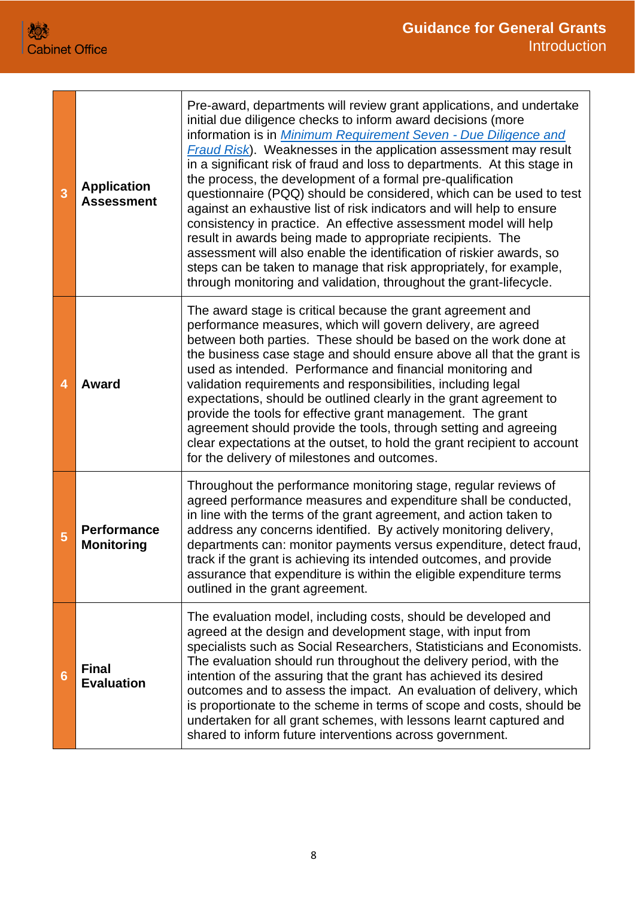| | | |
|---|---|---|
| 3 | **Application Assessment** | Pre-award, departments will review grant applications, and undertake initial due diligence checks to inform award decisions (more information is in *Minimum Requirement Seven - Due Diligence and Fraud Risk*).  Weaknesses in the application assessment may result in a significant risk of fraud and loss to departments.  At this stage in the process, the development of a formal pre-qualification questionnaire (PQQ) should be considered, which can be used to test against an exhaustive list of risk indicators and will help to ensure consistency in practice.  An effective assessment model will help result in awards being made to appropriate recipients.  The assessment will also enable the identification of riskier awards, so steps can be taken to manage that risk appropriately, for example, through monitoring and validation, throughout the grant-lifecycle. |
| 4 | **Award** | The award stage is critical because the grant agreement and performance measures, which will govern delivery, are agreed between both parties.  These should be based on the work done at the business case stage and should ensure above all that the grant is used as intended.  Performance and financial monitoring and validation requirements and responsibilities, including legal expectations, should be outlined clearly in the grant agreement to provide the tools for effective grant management.  The grant agreement should provide the tools, through setting and agreeing clear expectations at the outset, to hold the grant recipient to account for the delivery of milestones and outcomes. |
| 5 | **Performance Monitoring** | Throughout the performance monitoring stage, regular reviews of agreed performance measures and expenditure shall be conducted, in line with the terms of the grant agreement, and action taken to address any concerns identified.  By actively monitoring delivery, departments can: monitor payments versus expenditure, detect fraud, track if the grant is achieving its intended outcomes, and provide assurance that expenditure is within the eligible expenditure terms outlined in the grant agreement. |
| 6 | **Final Evaluation** | The evaluation model, including costs, should be developed and agreed at the design and development stage, with input from specialists such as Social Researchers, Statisticians and Economists.  The evaluation should run throughout the delivery period, with the intention of the assuring that the grant has achieved its desired outcomes and to assess the impact.  An evaluation of delivery, which is proportionate to the scheme in terms of scope and costs, should be undertaken for all grant schemes, with lessons learnt captured and shared to inform future interventions across government. |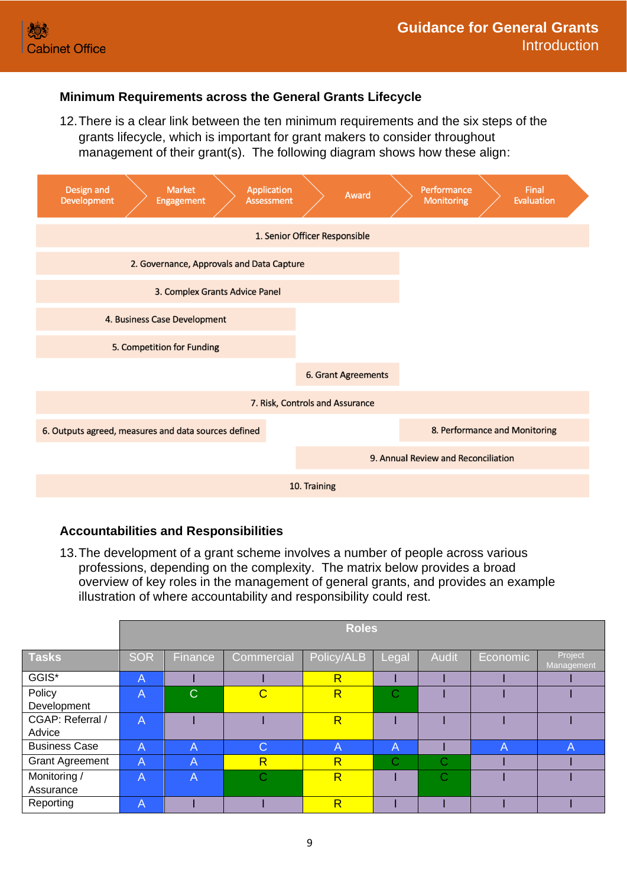### Minimum Requirements across the General Grants Lifecycle

12. There is a clear link between the ten minimum requirements and the six steps of the grants lifecycle, which is important for grant makers to consider throughout management of their grant(s). The following diagram shows how these align:

| Design and Development | Market Engagement | Application Assessment | Award | Performance Monitoring | Final Evaluation |
|---|---|---|---|---|---|
| 1. Senior Officer Responsible | | | | | |
| 2. Governance, Approvals and Data Capture | | | | | |
| 3. Complex Grants Advice Panel | | | | | |
| 4. Business Case Development | | | | | |
| 5. Competition for Funding | | | | | |
| | | | 6. Grant Agreements | | |
| 7. Risk, Controls and Assurance | | | | | |
| 6. Outputs agreed, measures and data sources defined | | | | 8. Performance and Monitoring | |
| | | | 9. Annual Review and Reconciliation | | |
| 10. Training | | | | | |

### Accountabilities and Responsibilities

13. The development of a grant scheme involves a number of people across various professions, depending on the complexity. The matrix below provides a broad overview of key roles in the management of general grants, and provides an example illustration of where accountability and responsibility could rest.

| | Roles | | | | | | | |
|---|---|---|---|---|---|---|---|---|
| **Tasks** | SOR | Finance | Commercial | Policy/ALB | Legal | Audit | Economic | Project Management |
| GGIS* | A | I | I | R | I | I | I | I |
| Policy Development | A | C | C | R | C | I | I | I |
| CGAP: Referral / Advice | A | I | I | R | I | I | I | I |
| Business Case | A | A | C | A | A | I | A | A |
| Grant Agreement | A | A | R | R | C | C | I | I |
| Monitoring / Assurance | A | A | C | R | I | C | I | I |
| Reporting | A | I | I | R | I | I | I | I |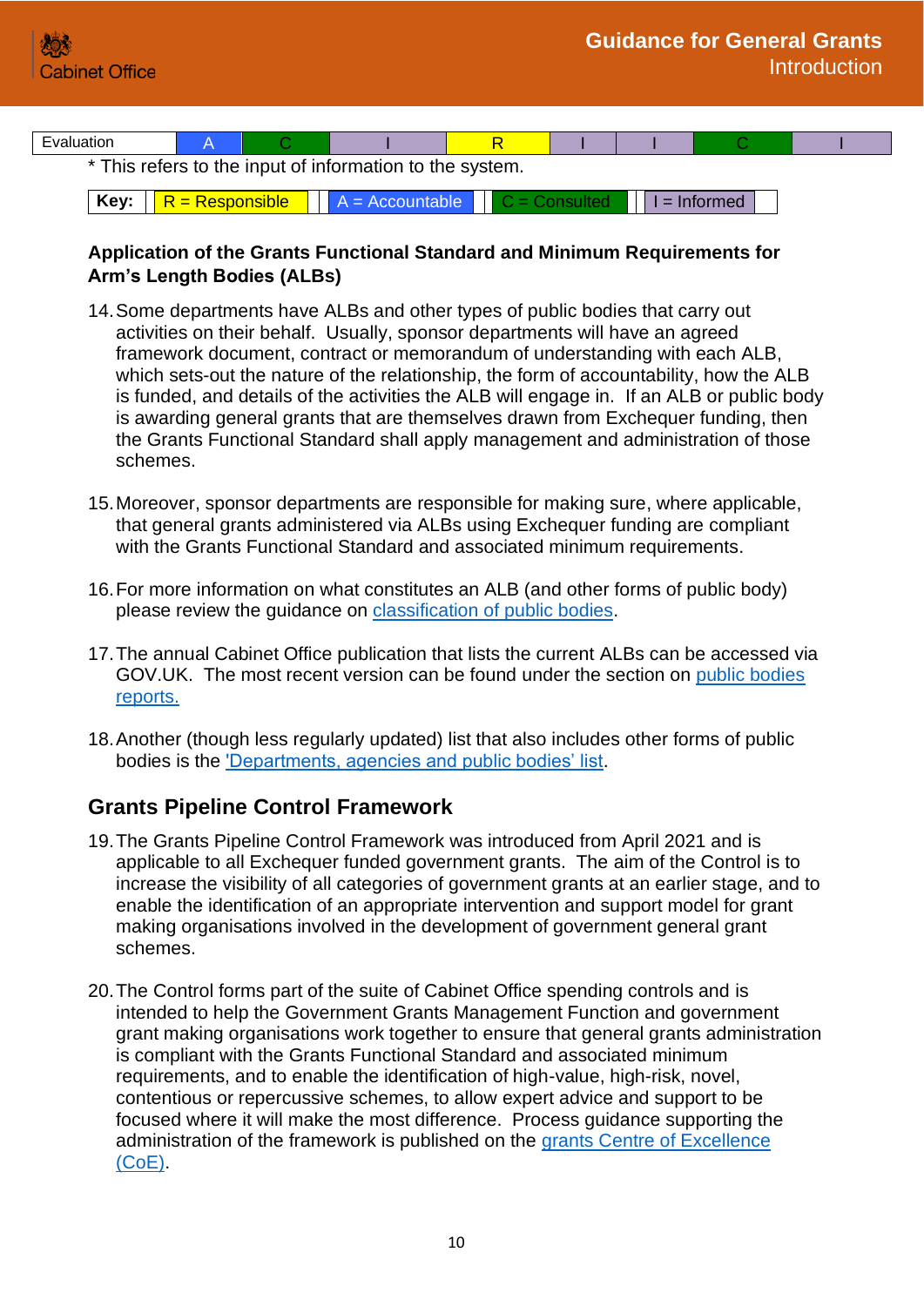| Evaluation | A | C | I | R | I | I | C | I |
|---|---|---|---|---|---|---|---|---|

* This refers to the input of information to the system.

| Key: | R = Responsible | A = Accountable | C = Consulted | I = Informed |
|---|---|---|---|---|

**Application of the Grants Functional Standard and Minimum Requirements for Arm's Length Bodies (ALBs)**

14. Some departments have ALBs and other types of public bodies that carry out activities on their behalf. Usually, sponsor departments will have an agreed framework document, contract or memorandum of understanding with each ALB, which sets-out the nature of the relationship, the form of accountability, how the ALB is funded, and details of the activities the ALB will engage in. If an ALB or public body is awarding general grants that are themselves drawn from Exchequer funding, then the Grants Functional Standard shall apply management and administration of those schemes.

15. Moreover, sponsor departments are responsible for making sure, where applicable, that general grants administered via ALBs using Exchequer funding are compliant with the Grants Functional Standard and associated minimum requirements.

16. For more information on what constitutes an ALB (and other forms of public body) please review the guidance on classification of public bodies.

17. The annual Cabinet Office publication that lists the current ALBs can be accessed via GOV.UK. The most recent version can be found under the section on public bodies reports.

18. Another (though less regularly updated) list that also includes other forms of public bodies is the 'Departments, agencies and public bodies' list.

## Grants Pipeline Control Framework

19. The Grants Pipeline Control Framework was introduced from April 2021 and is applicable to all Exchequer funded government grants. The aim of the Control is to increase the visibility of all categories of government grants at an earlier stage, and to enable the identification of an appropriate intervention and support model for grant making organisations involved in the development of government general grant schemes.

20. The Control forms part of the suite of Cabinet Office spending controls and is intended to help the Government Grants Management Function and government grant making organisations work together to ensure that general grants administration is compliant with the Grants Functional Standard and associated minimum requirements, and to enable the identification of high-value, high-risk, novel, contentious or repercussive schemes, to allow expert advice and support to be focused where it will make the most difference. Process guidance supporting the administration of the framework is published on the grants Centre of Excellence (CoE).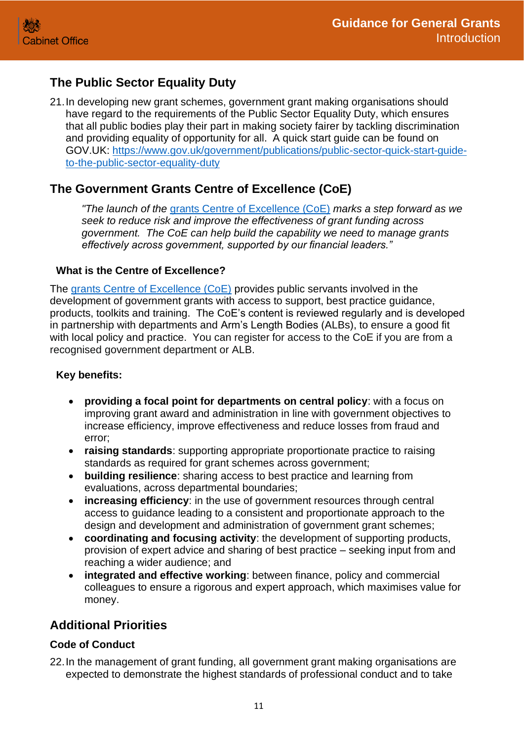## The Public Sector Equality Duty

21. In developing new grant schemes, government grant making organisations should have regard to the requirements of the Public Sector Equality Duty, which ensures that all public bodies play their part in making society fairer by tackling discrimination and providing equality of opportunity for all. A quick start guide can be found on GOV.UK: [https://www.gov.uk/government/publications/public-sector-quick-start-guide-to-the-public-sector-equality-duty](https://www.gov.uk/government/publications/public-sector-quick-start-guide-to-the-public-sector-equality-duty)

## The Government Grants Centre of Excellence (CoE)

> *"The launch of the grants Centre of Excellence (CoE) marks a step forward as we seek to reduce risk and improve the effectiveness of grant funding across government. The CoE can help build the capability we need to manage grants effectively across government, supported by our financial leaders."*

### What is the Centre of Excellence?

The grants Centre of Excellence (CoE) provides public servants involved in the development of government grants with access to support, best practice guidance, products, toolkits and training. The CoE's content is reviewed regularly and is developed in partnership with departments and Arm's Length Bodies (ALBs), to ensure a good fit with local policy and practice. You can register for access to the CoE if you are from a recognised government department or ALB.

### Key benefits:

- **providing a focal point for departments on central policy**: with a focus on improving grant award and administration in line with government objectives to increase efficiency, improve effectiveness and reduce losses from fraud and error;
- **raising standards**: supporting appropriate proportionate practice to raising standards as required for grant schemes across government;
- **building resilience**: sharing access to best practice and learning from evaluations, across departmental boundaries;
- **increasing efficiency**: in the use of government resources through central access to guidance leading to a consistent and proportionate approach to the design and development and administration of government grant schemes;
- **coordinating and focusing activity**: the development of supporting products, provision of expert advice and sharing of best practice – seeking input from and reaching a wider audience; and
- **integrated and effective working**: between finance, policy and commercial colleagues to ensure a rigorous and expert approach, which maximises value for money.

## Additional Priorities

### Code of Conduct

22. In the management of grant funding, all government grant making organisations are expected to demonstrate the highest standards of professional conduct and to take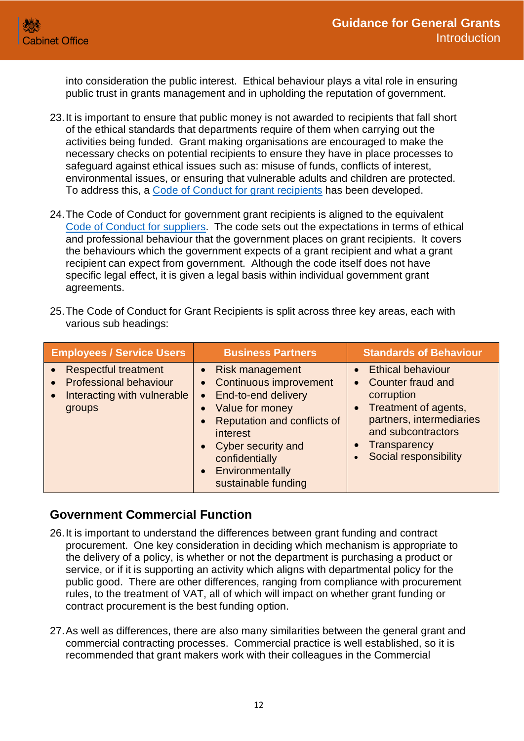into consideration the public interest. Ethical behaviour plays a vital role in ensuring public trust in grants management and in upholding the reputation of government.

23. It is important to ensure that public money is not awarded to recipients that fall short of the ethical standards that departments require of them when carrying out the activities being funded. Grant making organisations are encouraged to make the necessary checks on potential recipients to ensure they have in place processes to safeguard against ethical issues such as: misuse of funds, conflicts of interest, environmental issues, or ensuring that vulnerable adults and children are protected. To address this, a [Code of Conduct for grant recipients](#) has been developed.

24. The Code of Conduct for government grant recipients is aligned to the equivalent [Code of Conduct for suppliers](#). The code sets out the expectations in terms of ethical and professional behaviour that the government places on grant recipients. It covers the behaviours which the government expects of a grant recipient and what a grant recipient can expect from government. Although the code itself does not have specific legal effect, it is given a legal basis within individual government grant agreements.

25. The Code of Conduct for Grant Recipients is split across three key areas, each with various sub headings:

| Employees / Service Users | Business Partners | Standards of Behaviour |
|---|---|---|
| • Respectful treatment<br>• Professional behaviour<br>• Interacting with vulnerable groups | • Risk management<br>• Continuous improvement<br>• End-to-end delivery<br>• Value for money<br>• Reputation and conflicts of interest<br>• Cyber security and confidentially<br>• Environmentally sustainable funding | • Ethical behaviour<br>• Counter fraud and corruption<br>• Treatment of agents, partners, intermediaries and subcontractors<br>• Transparency<br>• Social responsibility |

## Government Commercial Function

26. It is important to understand the differences between grant funding and contract procurement. One key consideration in deciding which mechanism is appropriate to the delivery of a policy, is whether or not the department is purchasing a product or service, or if it is supporting an activity which aligns with departmental policy for the public good. There are other differences, ranging from compliance with procurement rules, to the treatment of VAT, all of which will impact on whether grant funding or contract procurement is the best funding option.

27. As well as differences, there are also many similarities between the general grant and commercial contracting processes. Commercial practice is well established, so it is recommended that grant makers work with their colleagues in the Commercial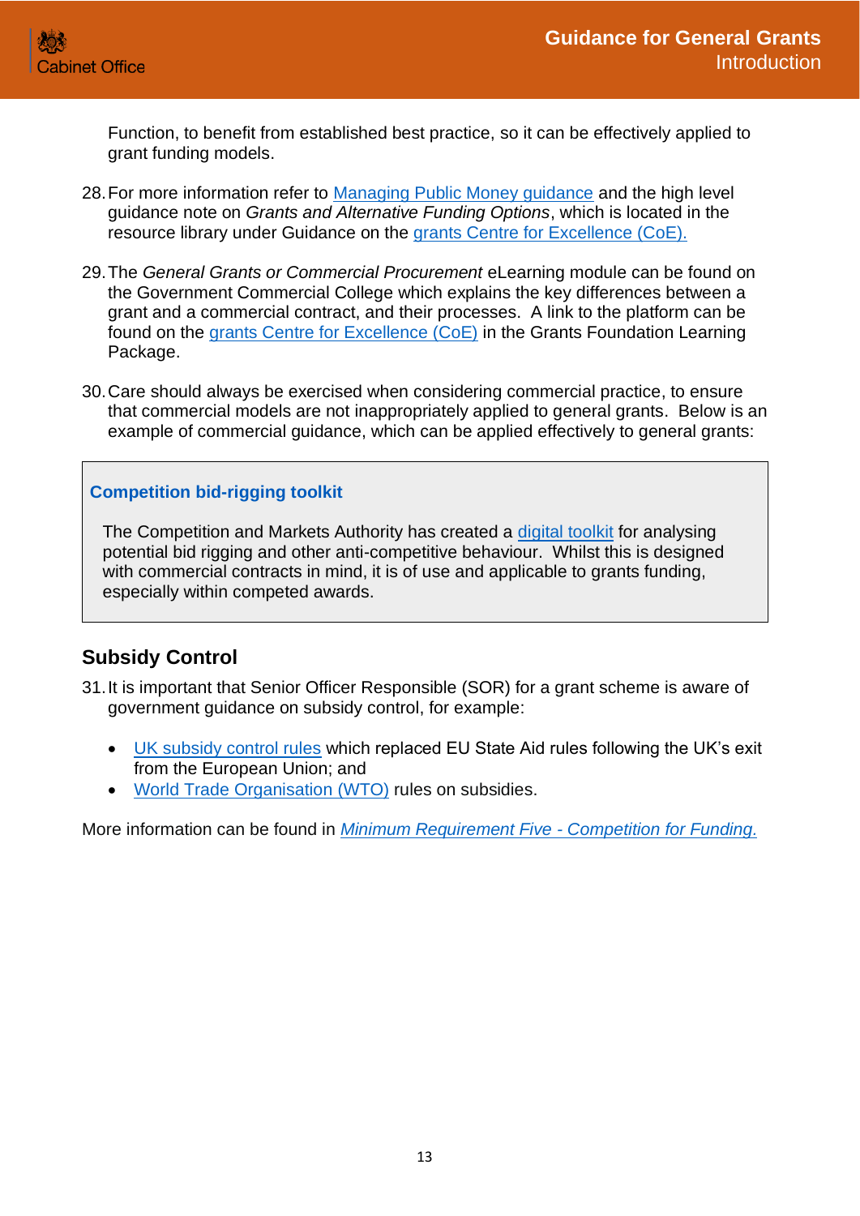Function, to benefit from established best practice, so it can be effectively applied to grant funding models.

28. For more information refer to Managing Public Money guidance and the high level guidance note on *Grants and Alternative Funding Options*, which is located in the resource library under Guidance on the grants Centre for Excellence (CoE).

29. The *General Grants or Commercial Procurement* eLearning module can be found on the Government Commercial College which explains the key differences between a grant and a commercial contract, and their processes. A link to the platform can be found on the grants Centre for Excellence (CoE) in the Grants Foundation Learning Package.

30. Care should always be exercised when considering commercial practice, to ensure that commercial models are not inappropriately applied to general grants. Below is an example of commercial guidance, which can be applied effectively to general grants:

> **Competition bid-rigging toolkit**
>
> The Competition and Markets Authority has created a digital toolkit for analysing potential bid rigging and other anti-competitive behaviour. Whilst this is designed with commercial contracts in mind, it is of use and applicable to grants funding, especially within competed awards.

## Subsidy Control

31. It is important that Senior Officer Responsible (SOR) for a grant scheme is aware of government guidance on subsidy control, for example:

- UK subsidy control rules which replaced EU State Aid rules following the UK's exit from the European Union; and
- World Trade Organisation (WTO) rules on subsidies.

More information can be found in *Minimum Requirement Five - Competition for Funding.*